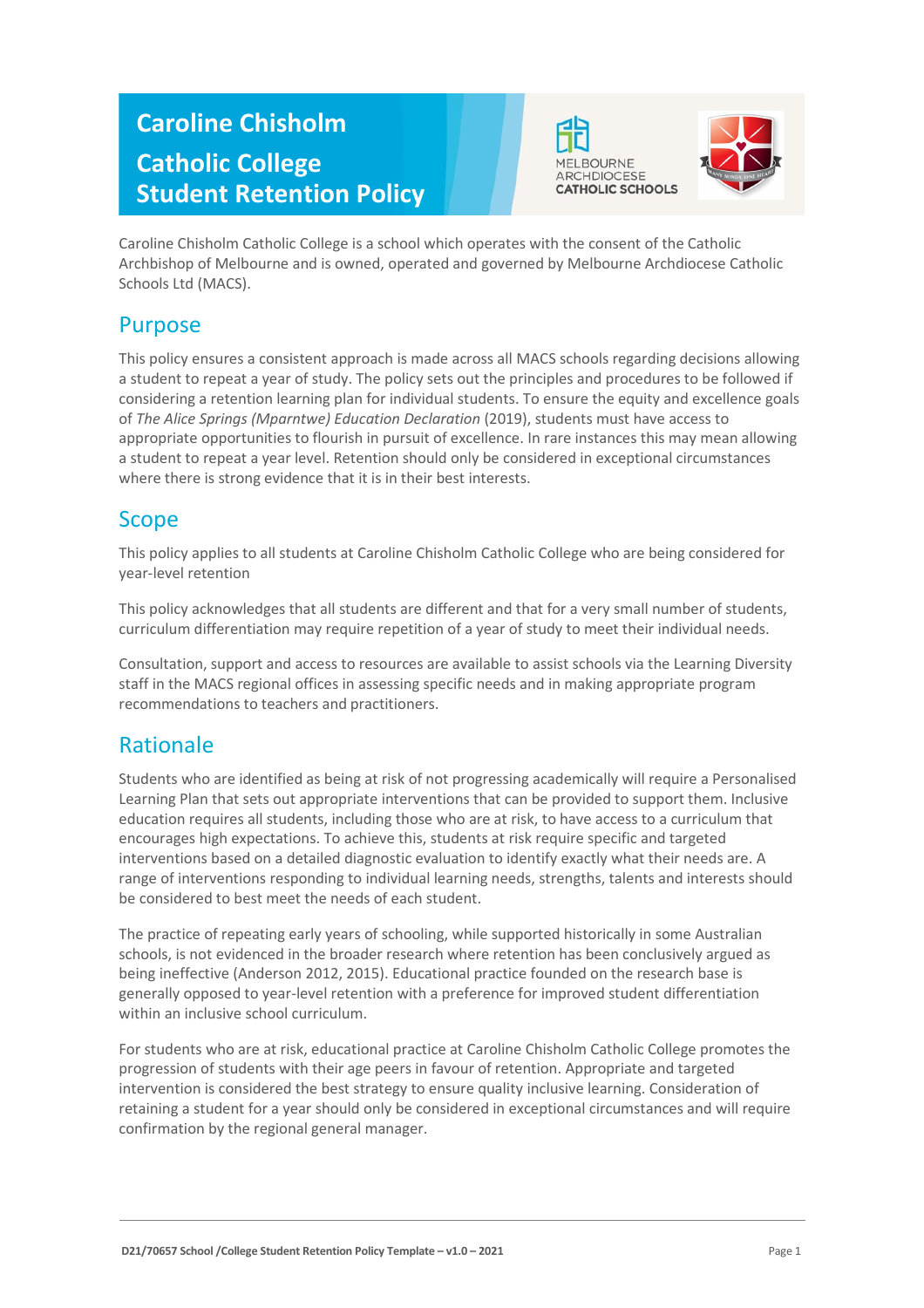# Caroline Chisholm Catholic College Student Retention Policy

Caroline Chisholm Catholic College is a school which operates with the consent of the Catholic Archbishop of Melbourne and is owned, operated and governed by Melbourne Archdiocese Catholic Schools Ltd (MACS).

## Purpose

This policy ensures a consistent approach is made across all MACS schools regarding decisions allowing a student to repeat a year of study. The policy sets out the principles and procedures to be followed if considering a retention learning plan for individual students. To ensure the equity and excellence goals of *The Alice Springs (Mparntwe) Education Declaration* (2019), students must have access to appropriate opportunities to flourish in pursuit of excellence. In rare instances this may mean allowing a student to repeat a year level. Retention should only be considered in exceptional circumstances where there is strong evidence that it is in their best interests.

## Scope

This policy applies to all students at Caroline Chisholm Catholic College who are being considered for year-level retention

This policy acknowledges that all students are different and that for a very small number of students, curriculum differentiation may require repetition of a year of study to meet their individual needs.

Consultation, support and access to resources are available to assist schools via the Learning Diversity staff in the MACS regional offices in assessing specific needs and in making appropriate program recommendations to teachers and practitioners.

## Rationale

Students who are identified as being at risk of not progressing academically will require a Personalised Learning Plan that sets out appropriate interventions that can be provided to support them. Inclusive education requires all students, including those who are at risk, to have access to a curriculum that encourages high expectations. To achieve this, students at risk require specific and targeted interventions based on a detailed diagnostic evaluation to identify exactly what their needs are. A range of interventions responding to individual learning needs, strengths, talents and interests should be considered to best meet the needs of each student.

The practice of repeating early years of schooling, while supported historically in some Australian schools, is not evidenced in the broader research where retention has been conclusively argued as being ineffective (Anderson 2012, 2015). Educational practice founded on the research base is generally opposed to year-level retention with a preference for improved student differentiation within an inclusive school curriculum.

For students who are at risk, educational practice at Caroline Chisholm Catholic College promotes the progression of students with their age peers in favour of retention. Appropriate and targeted intervention is considered the best strategy to ensure quality inclusive learning. Consideration of retaining a student for a year should only be considered in exceptional circumstances and will require confirmation by the regional general manager.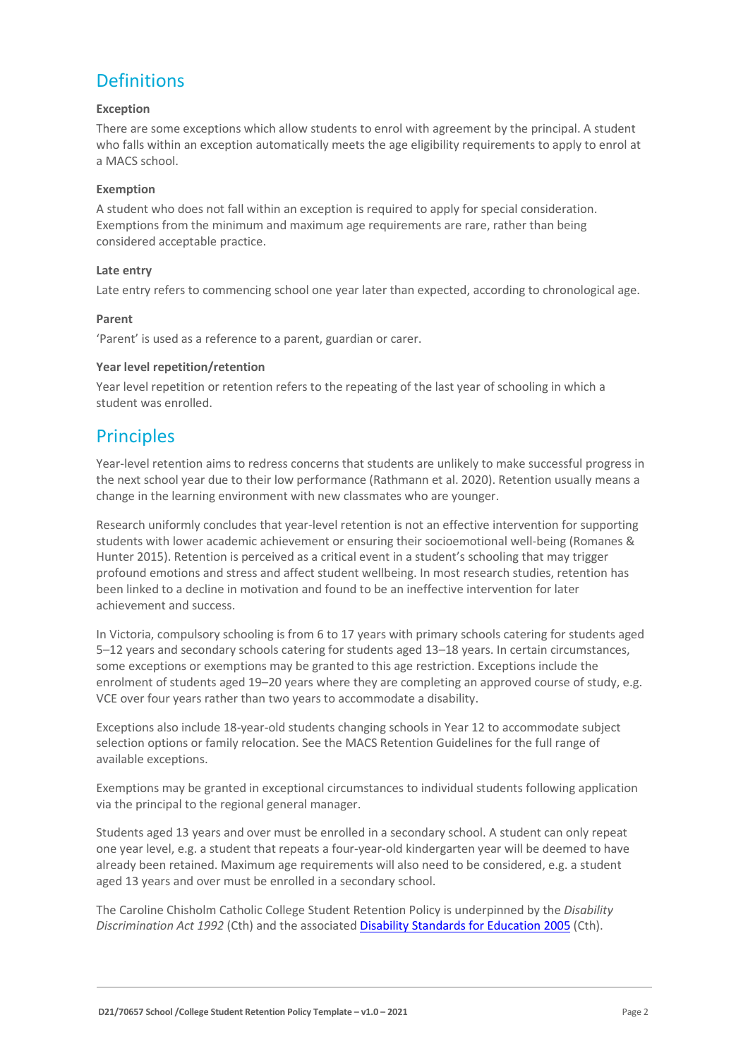## Definitions

### Exception

There are some exceptions which allow students to enrol with agreement by the principal. A student who falls within an exception automatically meets the age eligibility requirements to apply to enrol at a MACS school.

### Exemption

A student who does not fall within an exception is required to apply for special consideration. Exemptions from the minimum and maximum age requirements are rare, rather than being considered acceptable practice.

### Late entry

Late entry refers to commencing school one year later than expected, according to chronological age.

### Parent

'Parent' is used as a reference to a parent, guardian or carer.

### Year level repetition/retention

Year level repetition or retention refers to the repeating of the last year of schooling in which a student was enrolled.

## Principles

Year-level retention aims to redress concerns that students are unlikely to make successful progress in the next school year due to their low performance (Rathmann et al. 2020). Retention usually means a change in the learning environment with new classmates who are younger.

Research uniformly concludes that year-level retention is not an effective intervention for supporting students with lower academic achievement or ensuring their socioemotional well-being (Romanes & Hunter 2015). Retention is perceived as a critical event in a student's schooling that may trigger profound emotions and stress and affect student wellbeing. In most research studies, retention has been linked to a decline in motivation and found to be an ineffective intervention for later achievement and success.

In Victoria, compulsory schooling is from 6 to 17 years with primary schools catering for students aged 5–12 years and secondary schools catering for students aged 13–18 years. In certain circumstances, some exceptions or exemptions may be granted to this age restriction. Exceptions include the enrolment of students aged 19–20 years where they are completing an approved course of study, e.g. VCE over four years rather than two years to accommodate a disability.

Exceptions also include 18-year-old students changing schools in Year 12 to accommodate subject selection options or family relocation. See the MACS Retention Guidelines for the full range of available exceptions.

Exemptions may be granted in exceptional circumstances to individual students following application via the principal to the regional general manager.

Students aged 13 years and over must be enrolled in a secondary school. A student can only repeat one year level, e.g. a student that repeats a four-year-old kindergarten year will be deemed to have already been retained. Maximum age requirements will also need to be considered, e.g. a student aged 13 years and over must be enrolled in a secondary school.

The Caroline Chisholm Catholic College Student Retention Policy is underpinned by the *Disability Discrimination Act 1992* (Cth) and the associated Disability Standards for Education 2005 (Cth).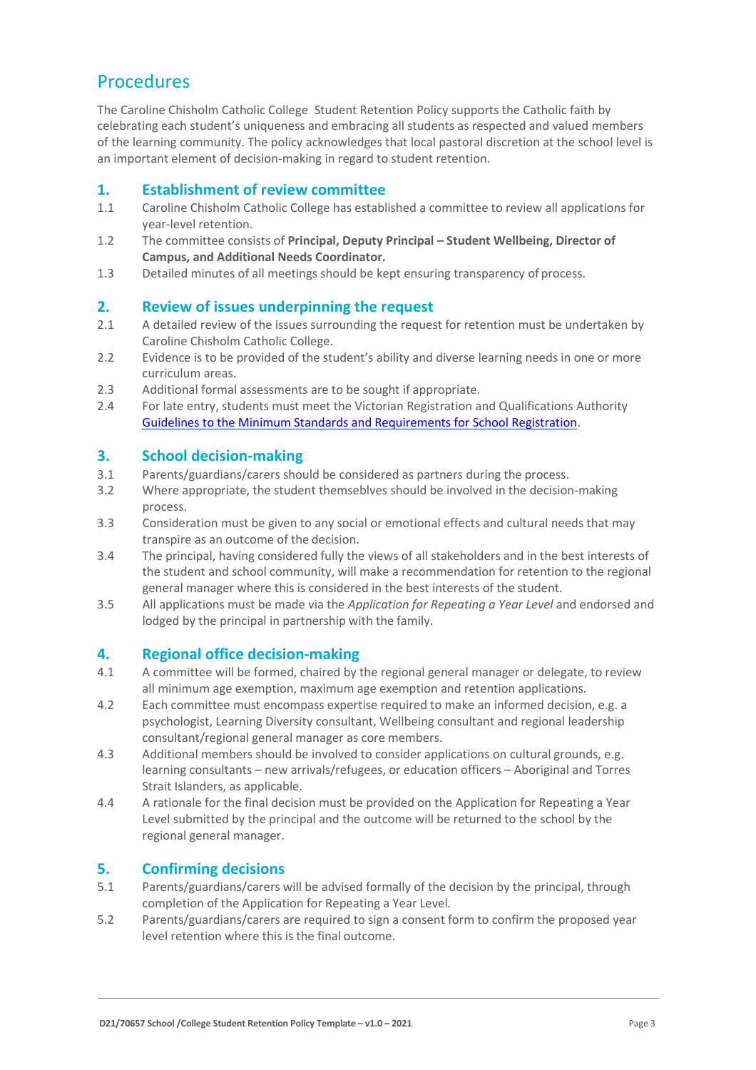# Procedures

The Caroline Chisholm Catholic College  Student Retention Policy supports the Catholic faith by celebrating each student's uniqueness and embracing all students as respected and valued members of the learning community. The policy acknowledges that local pastoral discretion at the school level is an important element of decision-making in regard to student retention.

## 1. Establishment of review committee

1.1 Caroline Chisholm Catholic College has established a committee to review all applications for year-level retention.

1.2 The committee consists of **Principal, Deputy Principal – Student Wellbeing, Director of Campus, and Additional Needs Coordinator.**

1.3 Detailed minutes of all meetings should be kept ensuring transparency of process.

## 2. Review of issues underpinning the request

2.1 A detailed review of the issues surrounding the request for retention must be undertaken by Caroline Chisholm Catholic College.

2.2 Evidence is to be provided of the student's ability and diverse learning needs in one or more curriculum areas.

2.3 Additional formal assessments are to be sought if appropriate.

2.4 For late entry, students must meet the Victorian Registration and Qualifications Authority Guidelines to the Minimum Standards and Requirements for School Registration.

## 3. School decision-making

3.1 Parents/guardians/carers should be considered as partners during the process.

3.2 Where appropriate, the student themseblves should be involved in the decision-making process.

3.3 Consideration must be given to any social or emotional effects and cultural needs that may transpire as an outcome of the decision.

3.4 The principal, having considered fully the views of all stakeholders and in the best interests of the student and school community, will make a recommendation for retention to the regional general manager where this is considered in the best interests of the student.

3.5 All applications must be made via the *Application for Repeating a Year Level* and endorsed and lodged by the principal in partnership with the family.

## 4. Regional office decision-making

4.1 A committee will be formed, chaired by the regional general manager or delegate, to review all minimum age exemption, maximum age exemption and retention applications.

4.2 Each committee must encompass expertise required to make an informed decision, e.g. a psychologist, Learning Diversity consultant, Wellbeing consultant and regional leadership consultant/regional general manager as core members.

4.3 Additional members should be involved to consider applications on cultural grounds, e.g. learning consultants – new arrivals/refugees, or education officers – Aboriginal and Torres Strait Islanders, as applicable.

4.4 A rationale for the final decision must be provided on the Application for Repeating a Year Level submitted by the principal and the outcome will be returned to the school by the regional general manager.

## 5. Confirming decisions

5.1 Parents/guardians/carers will be advised formally of the decision by the principal, through completion of the Application for Repeating a Year Level.

5.2 Parents/guardians/carers are required to sign a consent form to confirm the proposed year level retention where this is the final outcome.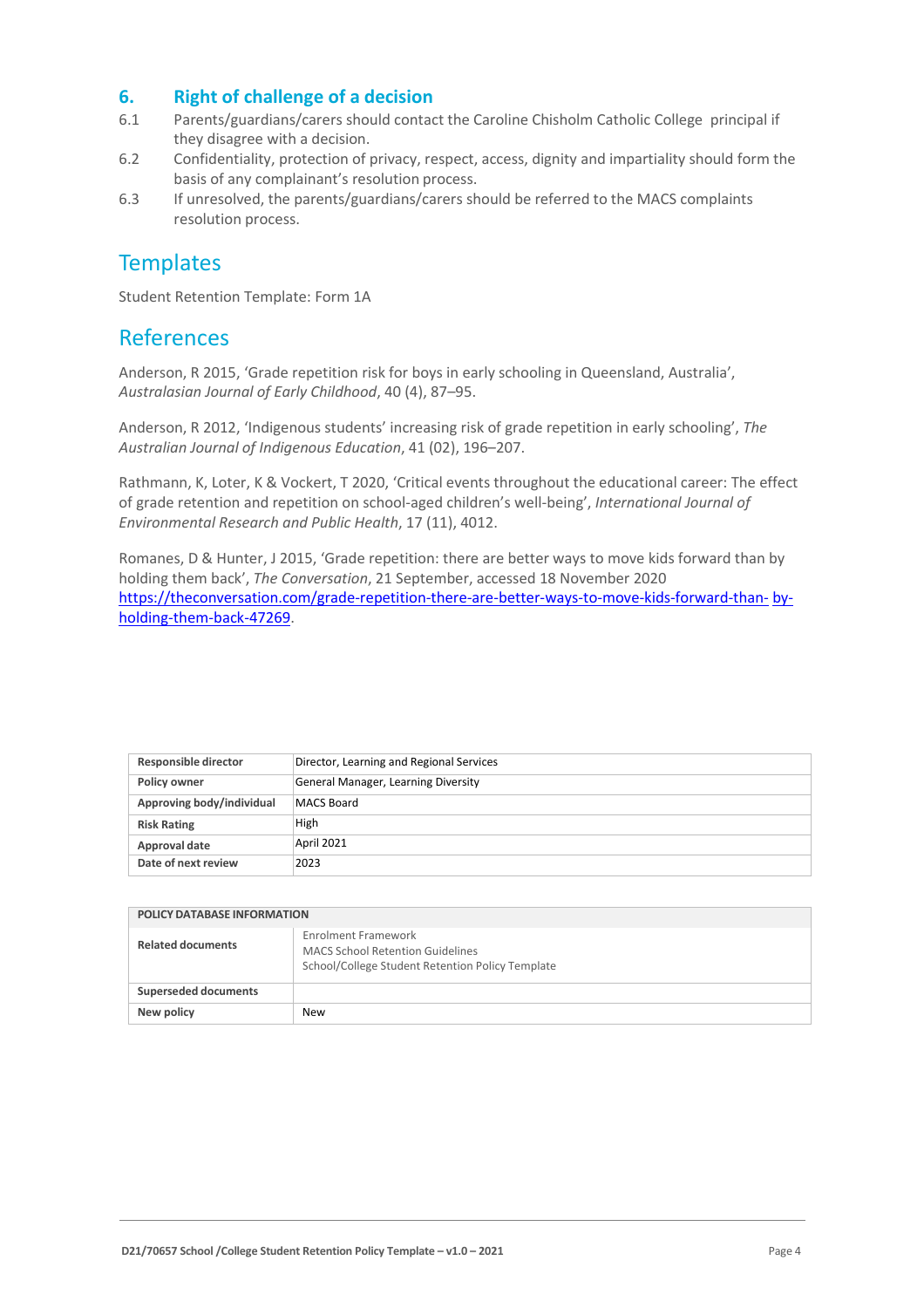## 6. Right of challenge of a decision

6.1 Parents/guardians/carers should contact the Caroline Chisholm Catholic College principal if they disagree with a decision.

6.2 Confidentiality, protection of privacy, respect, access, dignity and impartiality should form the basis of any complainant's resolution process.

6.3 If unresolved, the parents/guardians/carers should be referred to the MACS complaints resolution process.

# Templates

Student Retention Template: Form 1A

# References

Anderson, R 2015, 'Grade repetition risk for boys in early schooling in Queensland, Australia', *Australasian Journal of Early Childhood*, 40 (4), 87–95.

Anderson, R 2012, 'Indigenous students' increasing risk of grade repetition in early schooling', *The Australian Journal of Indigenous Education*, 41 (02), 196–207.

Rathmann, K, Loter, K & Vockert, T 2020, 'Critical events throughout the educational career: The effect of grade retention and repetition on school-aged children's well-being', *International Journal of Environmental Research and Public Health*, 17 (11), 4012.

Romanes, D & Hunter, J 2015, 'Grade repetition: there are better ways to move kids forward than by holding them back', *The Conversation*, 21 September, accessed 18 November 2020 https://theconversation.com/grade-repetition-there-are-better-ways-to-move-kids-forward-than-by-holding-them-back-47269.

| | |
|---|---|
| **Responsible director** | Director, Learning and Regional Services |
| **Policy owner** | General Manager, Learning Diversity |
| **Approving body/individual** | MACS Board |
| **Risk Rating** | High |
| **Approval date** | April 2021 |
| **Date of next review** | 2023 |

| **POLICY DATABASE INFORMATION** | |
|---|---|
| **Related documents** | Enrolment Framework<br>MACS School Retention Guidelines<br>School/College Student Retention Policy Template |
| **Superseded documents** | |
| **New policy** | New |